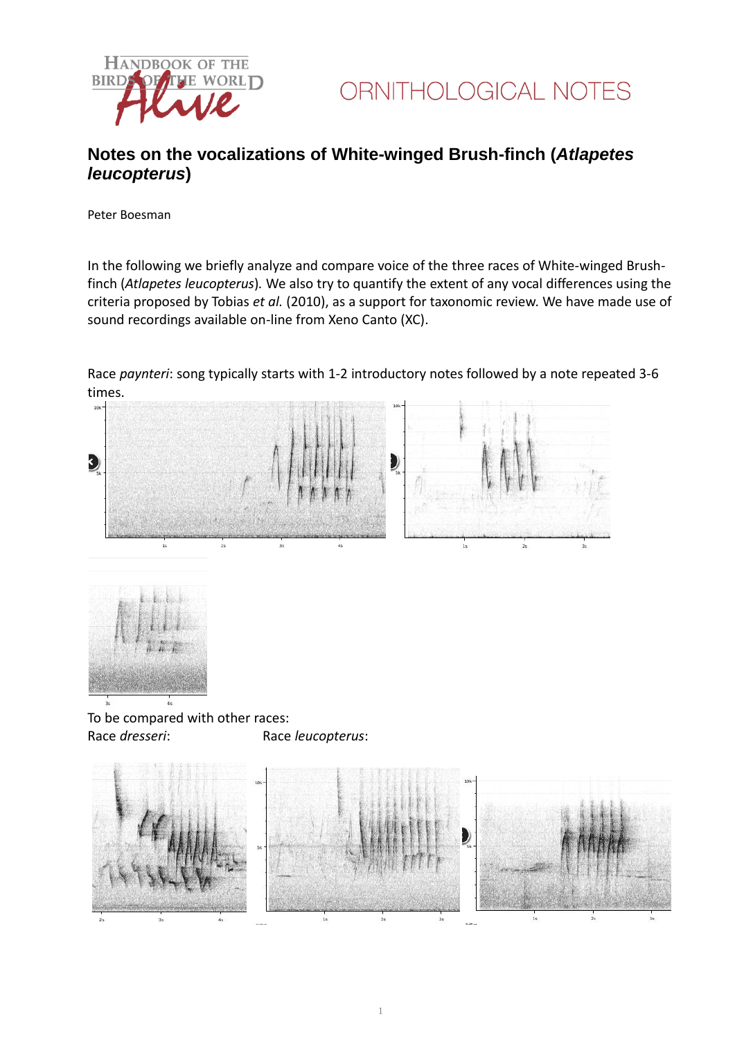# Notes on the vocalizations of White-winged Brush-finch (*Atlapetes leucopterus*)

Peter Boesman

In the following we briefly analyze and compare voice of the three races of White-winged Brush-finch (*Atlapetes leucopterus*). We also try to quantify the extent of any vocal differences using the criteria proposed by Tobias *et al.* (2010), as a support for taxonomic review. We have made use of sound recordings available on-line from Xeno Canto (XC).

Race *paynteri*: song typically starts with 1-2 introductory notes followed by a note repeated 3-6 times.

To be compared with other races:

Race *dresseri*: Race *leucopterus*: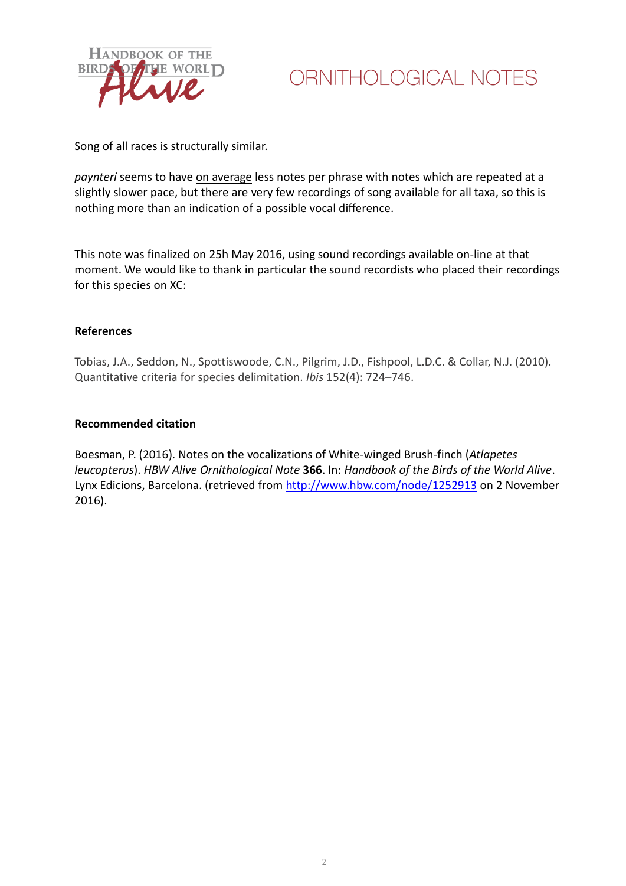Song of all races is structurally similar.

*paynteri* seems to have on average less notes per phrase with notes which are repeated at a slightly slower pace, but there are very few recordings of song available for all taxa, so this is nothing more than an indication of a possible vocal difference.

This note was finalized on 25h May 2016, using sound recordings available on-line at that moment. We would like to thank in particular the sound recordists who placed their recordings for this species on XC:

**References**

Tobias, J.A., Seddon, N., Spottiswoode, C.N., Pilgrim, J.D., Fishpool, L.D.C. & Collar, N.J. (2010). Quantitative criteria for species delimitation. *Ibis* 152(4): 724–746.

**Recommended citation**

Boesman, P. (2016). Notes on the vocalizations of White-winged Brush-finch (*Atlapetes leucopterus*). *HBW Alive Ornithological Note* **366**. In: *Handbook of the Birds of the World Alive*. Lynx Edicions, Barcelona. (retrieved from http://www.hbw.com/node/1252913 on 2 November 2016).